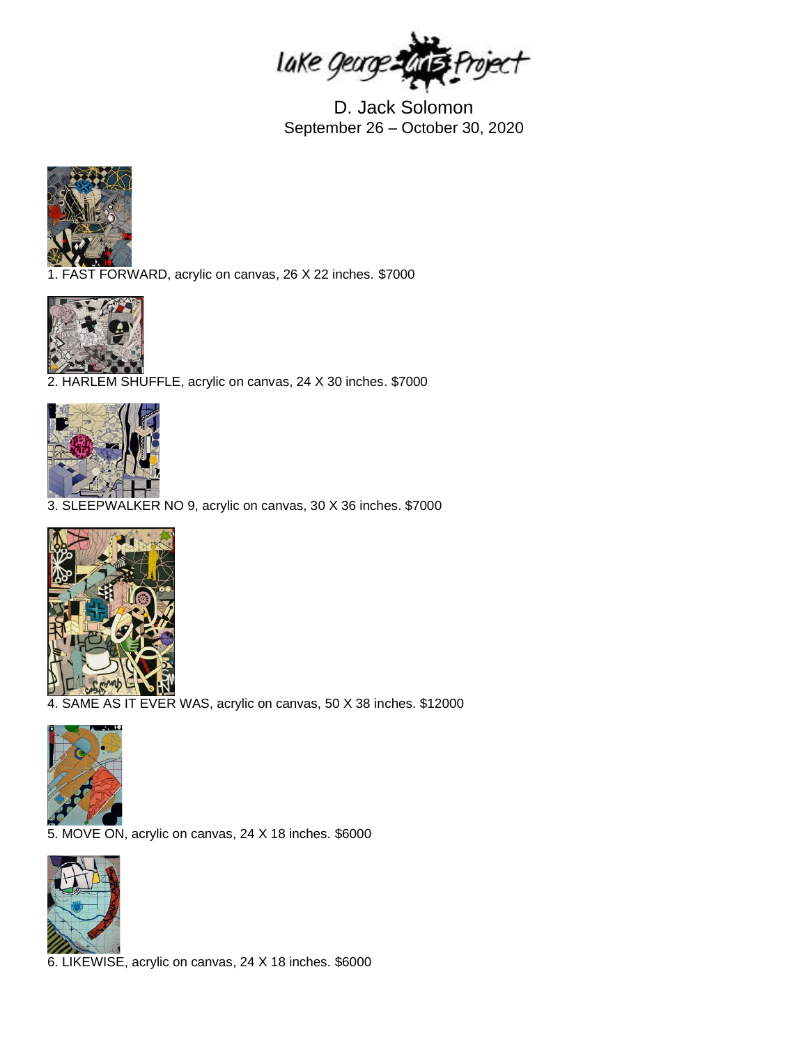# D. Jack Solomon

September 26 – October 30, 2020

1. FAST FORWARD, acrylic on canvas, 26 X 22 inches. $7000

2. HARLEM SHUFFLE, acrylic on canvas, 24 X 30 inches. $7000

3. SLEEPWALKER NO 9, acrylic on canvas, 30 X 36 inches. $7000

4. SAME AS IT EVER WAS, acrylic on canvas, 50 X 38 inches. $12000

5. MOVE ON, acrylic on canvas, 24 X 18 inches. $6000

6. LIKEWISE, acrylic on canvas, 24 X 18 inches. $6000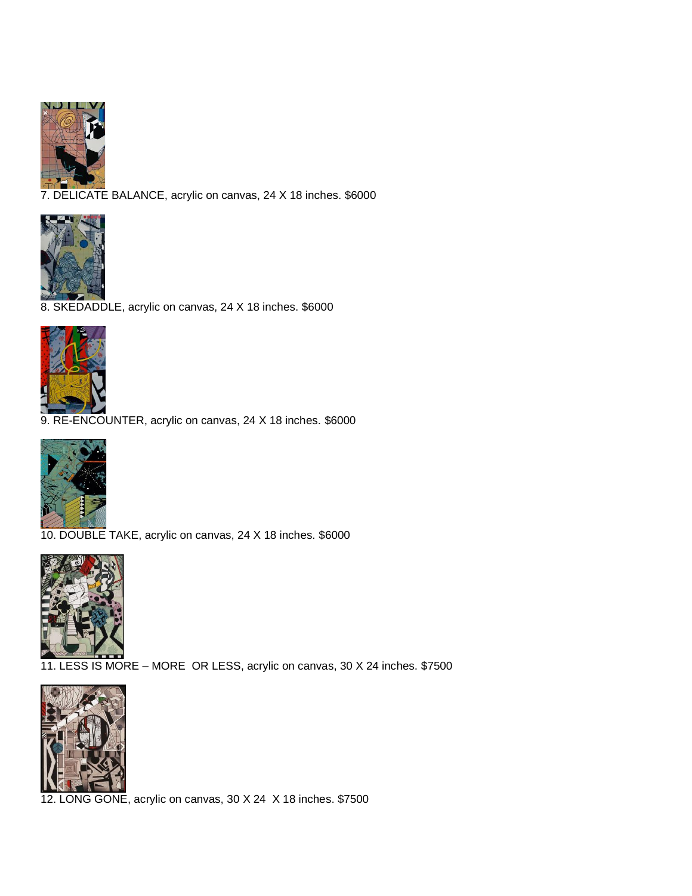7. DELICATE BALANCE, acrylic on canvas, 24 X 18 inches. $6000

8. SKEDADDLE, acrylic on canvas, 24 X 18 inches. $6000

9. RE-ENCOUNTER, acrylic on canvas, 24 X 18 inches. $6000

10. DOUBLE TAKE, acrylic on canvas, 24 X 18 inches. $6000

11. LESS IS MORE – MORE OR LESS, acrylic on canvas, 30 X 24 inches. $7500

12. LONG GONE, acrylic on canvas, 30 X 24 X 18 inches. $7500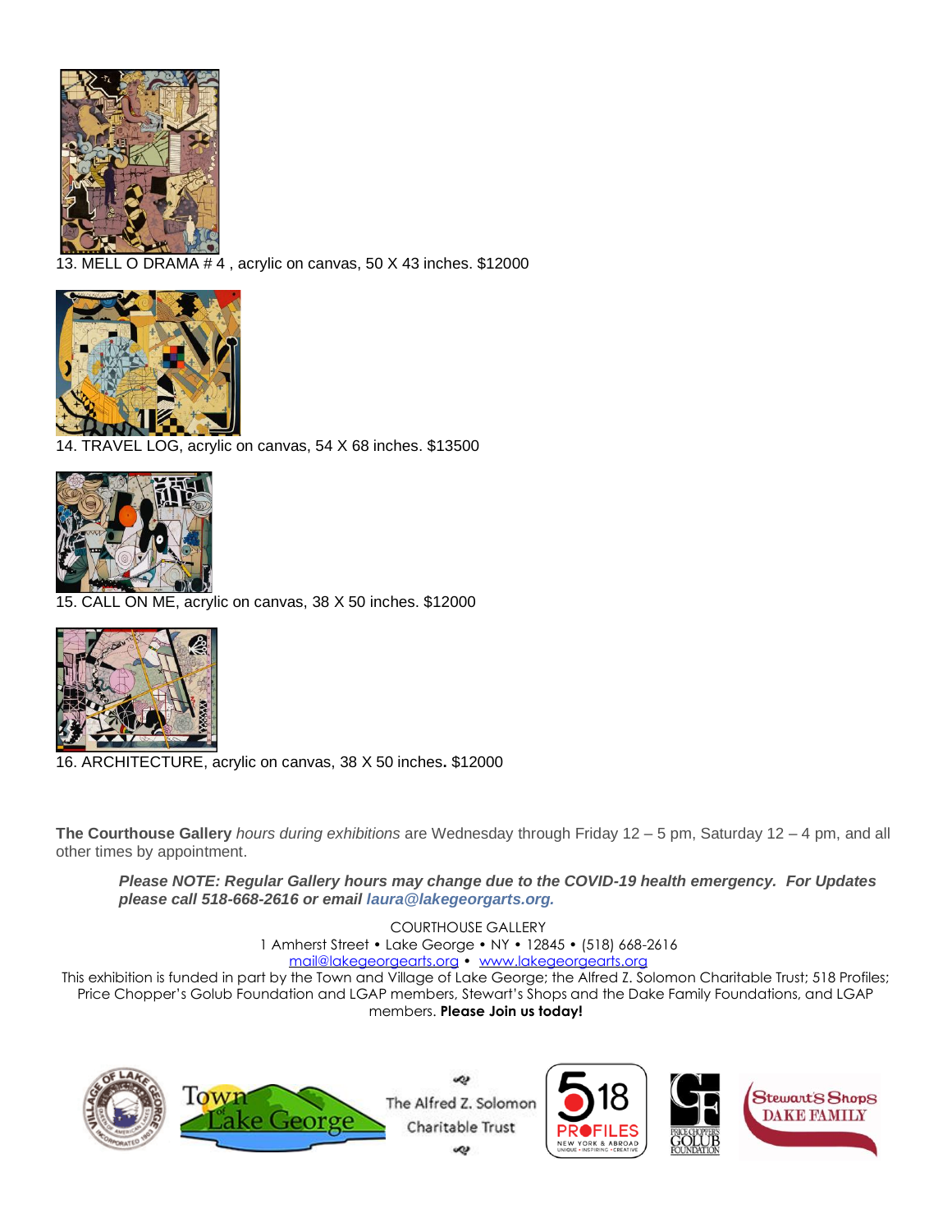13. MELL O DRAMA # 4 , acrylic on canvas, 50 X 43 inches. $12000

14. TRAVEL LOG, acrylic on canvas, 54 X 68 inches. $13500

15. CALL ON ME, acrylic on canvas, 38 X 50 inches. $12000

16. ARCHITECTURE, acrylic on canvas, 38 X 50 inches**.** $12000

**The Courthouse Gallery** *hours during exhibitions* are Wednesday through Friday 12 – 5 pm, Saturday 12 – 4 pm, and all other times by appointment.

***Please NOTE: Regular Gallery hours may change due to the COVID-19 health emergency. For Updates please call 518-668-2616 or email laura@lakegeorgarts.org.***

COURTHOUSE GALLERY
1 Amherst Street • Lake George • NY • 12845 • (518) 668-2616
mail@lakegeorgearts.org • www.lakegeorgearts.org

This exhibition is funded in part by the Town and Village of Lake George; the Alfred Z. Solomon Charitable Trust; 518 Profiles; Price Chopper's Golub Foundation and LGAP members, Stewart's Shops and the Dake Family Foundations, and LGAP members. **Please Join us today!**